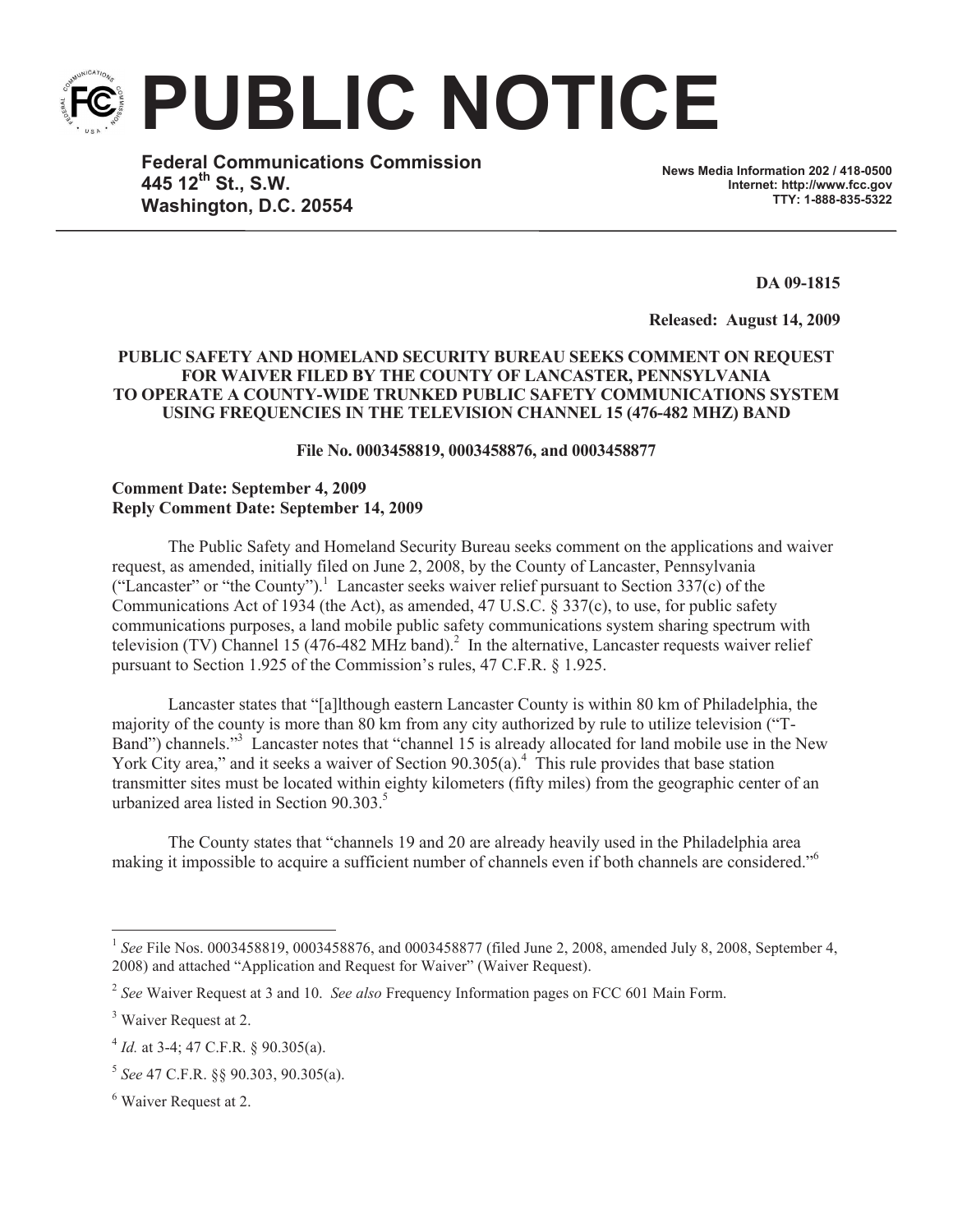# PUBLIC NOTICE

**Federal Communications Commission**
**445 12th St., S.W.**
**Washington, D.C. 20554**

**News Media Information 202 / 418-0500**
**Internet: http://www.fcc.gov**
**TTY: 1-888-835-5322**

**DA 09-1815**

**Released: August 14, 2009**

**PUBLIC SAFETY AND HOMELAND SECURITY BUREAU SEEKS COMMENT ON REQUEST FOR WAIVER FILED BY THE COUNTY OF LANCASTER, PENNSYLVANIA TO OPERATE A COUNTY-WIDE TRUNKED PUBLIC SAFETY COMMUNICATIONS SYSTEM USING FREQUENCIES IN THE TELEVISION CHANNEL 15 (476-482 MHZ) BAND**

**File No. 0003458819, 0003458876, and 0003458877**

**Comment Date: September 4, 2009**
**Reply Comment Date: September 14, 2009**

The Public Safety and Homeland Security Bureau seeks comment on the applications and waiver request, as amended, initially filed on June 2, 2008, by the County of Lancaster, Pennsylvania ("Lancaster" or "the County").[1] Lancaster seeks waiver relief pursuant to Section 337(c) of the Communications Act of 1934 (the Act), as amended, 47 U.S.C. § 337(c), to use, for public safety communications purposes, a land mobile public safety communications system sharing spectrum with television (TV) Channel 15 (476-482 MHz band).[2] In the alternative, Lancaster requests waiver relief pursuant to Section 1.925 of the Commission's rules, 47 C.F.R. § 1.925.

Lancaster states that "[a]lthough eastern Lancaster County is within 80 km of Philadelphia, the majority of the county is more than 80 km from any city authorized by rule to utilize television ("T-Band") channels."[3] Lancaster notes that "channel 15 is already allocated for land mobile use in the New York City area," and it seeks a waiver of Section 90.305(a).[4] This rule provides that base station transmitter sites must be located within eighty kilometers (fifty miles) from the geographic center of an urbanized area listed in Section 90.303.[5]

The County states that "channels 19 and 20 are already heavily used in the Philadelphia area making it impossible to acquire a sufficient number of channels even if both channels are considered."[6]

---

[1] *See* File Nos. 0003458819, 0003458876, and 0003458877 (filed June 2, 2008, amended July 8, 2008, September 4, 2008) and attached "Application and Request for Waiver" (Waiver Request).

[2] *See* Waiver Request at 3 and 10. *See also* Frequency Information pages on FCC 601 Main Form.

[3] Waiver Request at 2.

[4] *Id.* at 3-4; 47 C.F.R. § 90.305(a).

[5] *See* 47 C.F.R. §§ 90.303, 90.305(a).

[6] Waiver Request at 2.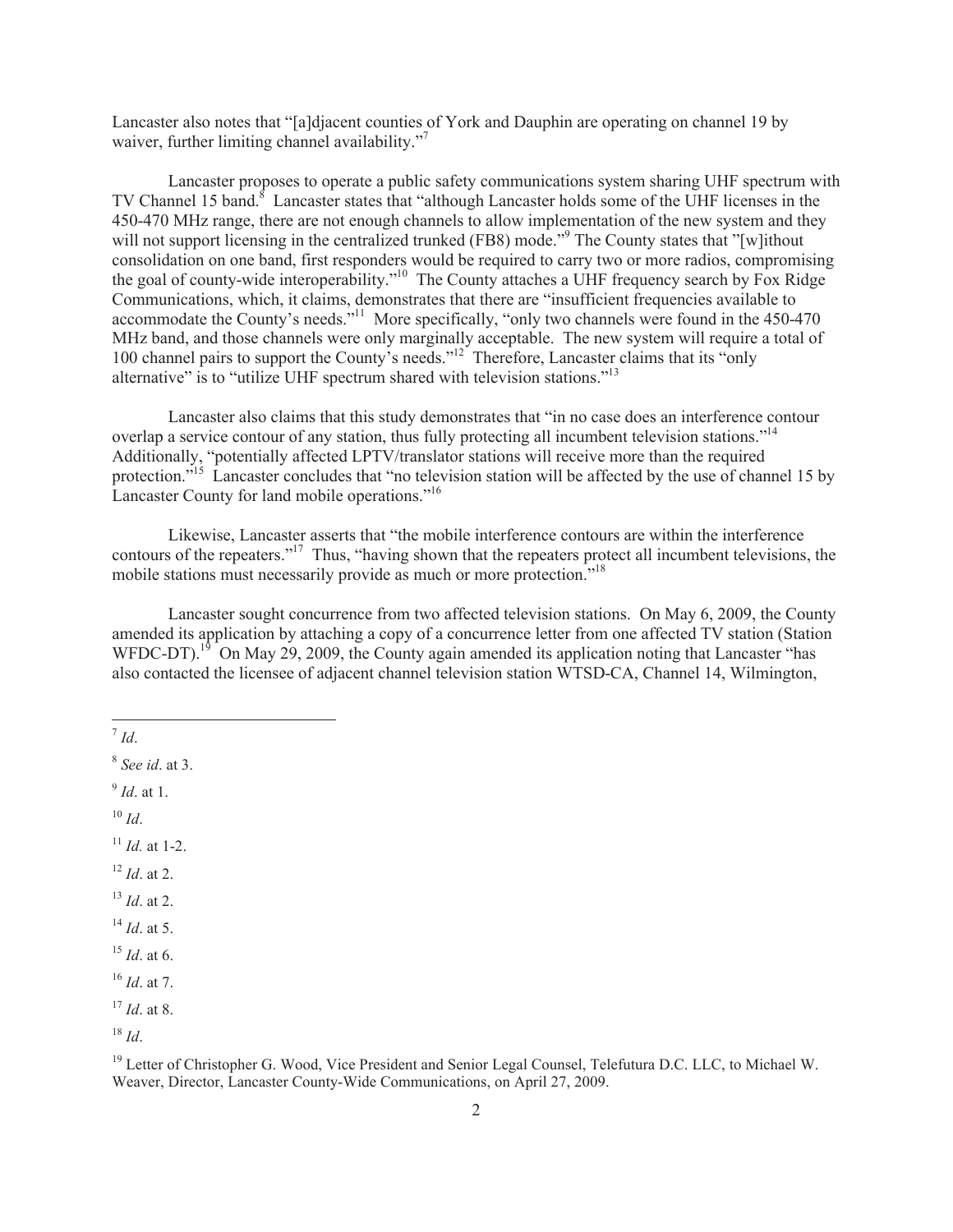Lancaster also notes that "[a]djacent counties of York and Dauphin are operating on channel 19 by waiver, further limiting channel availability."[7]

Lancaster proposes to operate a public safety communications system sharing UHF spectrum with TV Channel 15 band.[8] Lancaster states that "although Lancaster holds some of the UHF licenses in the 450-470 MHz range, there are not enough channels to allow implementation of the new system and they will not support licensing in the centralized trunked (FB8) mode."[9] The County states that "[w]ithout consolidation on one band, first responders would be required to carry two or more radios, compromising the goal of county-wide interoperability."[10] The County attaches a UHF frequency search by Fox Ridge Communications, which, it claims, demonstrates that there are "insufficient frequencies available to accommodate the County's needs."[11] More specifically, "only two channels were found in the 450-470 MHz band, and those channels were only marginally acceptable. The new system will require a total of 100 channel pairs to support the County's needs."[12] Therefore, Lancaster claims that its "only alternative" is to "utilize UHF spectrum shared with television stations."[13]

Lancaster also claims that this study demonstrates that "in no case does an interference contour overlap a service contour of any station, thus fully protecting all incumbent television stations."[14] Additionally, "potentially affected LPTV/translator stations will receive more than the required protection."[15] Lancaster concludes that "no television station will be affected by the use of channel 15 by Lancaster County for land mobile operations."[16]

Likewise, Lancaster asserts that "the mobile interference contours are within the interference contours of the repeaters."[17] Thus, "having shown that the repeaters protect all incumbent televisions, the mobile stations must necessarily provide as much or more protection."[18]

Lancaster sought concurrence from two affected television stations. On May 6, 2009, the County amended its application by attaching a copy of a concurrence letter from one affected TV station (Station WFDC-DT).[19] On May 29, 2009, the County again amended its application noting that Lancaster "has also contacted the licensee of adjacent channel television station WTSD-CA, Channel 14, Wilmington,

---

[7] *Id*.

[8] *See id*. at 3.

[9] *Id*. at 1.

[10] *Id*.

[11] *Id.* at 1-2.

[12] *Id*. at 2.

[13] *Id*. at 2.

[14] *Id*. at 5.

[15] *Id*. at 6.

[16] *Id*. at 7.

[17] *Id*. at 8.

[18] *Id*.

[19] Letter of Christopher G. Wood, Vice President and Senior Legal Counsel, Telefutura D.C. LLC, to Michael W. Weaver, Director, Lancaster County-Wide Communications, on April 27, 2009.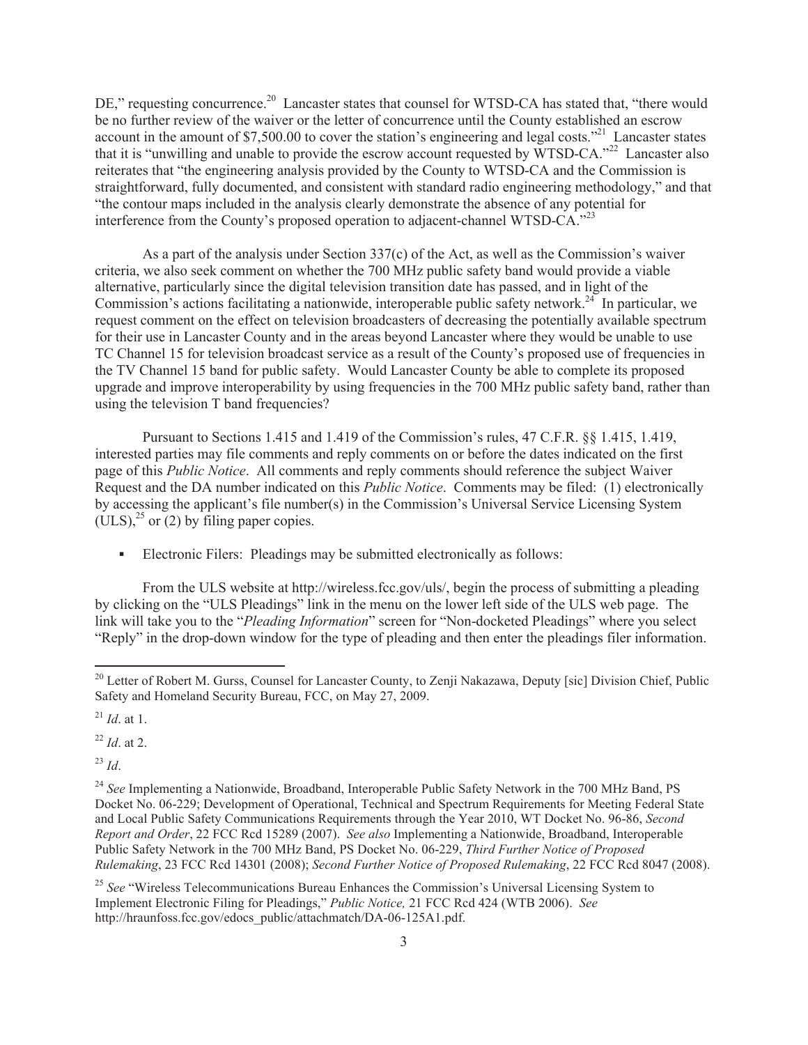DE," requesting concurrence.[20] Lancaster states that counsel for WTSD-CA has stated that, "there would be no further review of the waiver or the letter of concurrence until the County established an escrow account in the amount of $7,500.00 to cover the station's engineering and legal costs."[21] Lancaster states that it is "unwilling and unable to provide the escrow account requested by WTSD-CA."[22] Lancaster also reiterates that "the engineering analysis provided by the County to WTSD-CA and the Commission is straightforward, fully documented, and consistent with standard radio engineering methodology," and that "the contour maps included in the analysis clearly demonstrate the absence of any potential for interference from the County's proposed operation to adjacent-channel WTSD-CA."[23]

As a part of the analysis under Section 337(c) of the Act, as well as the Commission's waiver criteria, we also seek comment on whether the 700 MHz public safety band would provide a viable alternative, particularly since the digital television transition date has passed, and in light of the Commission's actions facilitating a nationwide, interoperable public safety network.[24] In particular, we request comment on the effect on television broadcasters of decreasing the potentially available spectrum for their use in Lancaster County and in the areas beyond Lancaster where they would be unable to use TC Channel 15 for television broadcast service as a result of the County's proposed use of frequencies in the TV Channel 15 band for public safety. Would Lancaster County be able to complete its proposed upgrade and improve interoperability by using frequencies in the 700 MHz public safety band, rather than using the television T band frequencies?

Pursuant to Sections 1.415 and 1.419 of the Commission's rules, 47 C.F.R. §§ 1.415, 1.419, interested parties may file comments and reply comments on or before the dates indicated on the first page of this *Public Notice*. All comments and reply comments should reference the subject Waiver Request and the DA number indicated on this *Public Notice*. Comments may be filed: (1) electronically by accessing the applicant's file number(s) in the Commission's Universal Service Licensing System (ULS),[25] or (2) by filing paper copies.

- Electronic Filers: Pleadings may be submitted electronically as follows:

From the ULS website at http://wireless.fcc.gov/uls/, begin the process of submitting a pleading by clicking on the "ULS Pleadings" link in the menu on the lower left side of the ULS web page. The link will take you to the "*Pleading Information*" screen for "Non-docketed Pleadings" where you select "Reply" in the drop-down window for the type of pleading and then enter the pleadings filer information.

---

[20] Letter of Robert M. Gurss, Counsel for Lancaster County, to Zenji Nakazawa, Deputy [sic] Division Chief, Public Safety and Homeland Security Bureau, FCC, on May 27, 2009.

[21] *Id*. at 1.

[22] *Id*. at 2.

[23] *Id*.

[24] *See* Implementing a Nationwide, Broadband, Interoperable Public Safety Network in the 700 MHz Band, PS Docket No. 06-229; Development of Operational, Technical and Spectrum Requirements for Meeting Federal State and Local Public Safety Communications Requirements through the Year 2010, WT Docket No. 96-86, *Second Report and Order*, 22 FCC Rcd 15289 (2007). *See also* Implementing a Nationwide, Broadband, Interoperable Public Safety Network in the 700 MHz Band, PS Docket No. 06-229, *Third Further Notice of Proposed Rulemaking*, 23 FCC Rcd 14301 (2008); *Second Further Notice of Proposed Rulemaking*, 22 FCC Rcd 8047 (2008).

[25] *See* "Wireless Telecommunications Bureau Enhances the Commission's Universal Licensing System to Implement Electronic Filing for Pleadings," *Public Notice,* 21 FCC Rcd 424 (WTB 2006). *See* http://hraunfoss.fcc.gov/edocs_public/attachmatch/DA-06-125A1.pdf.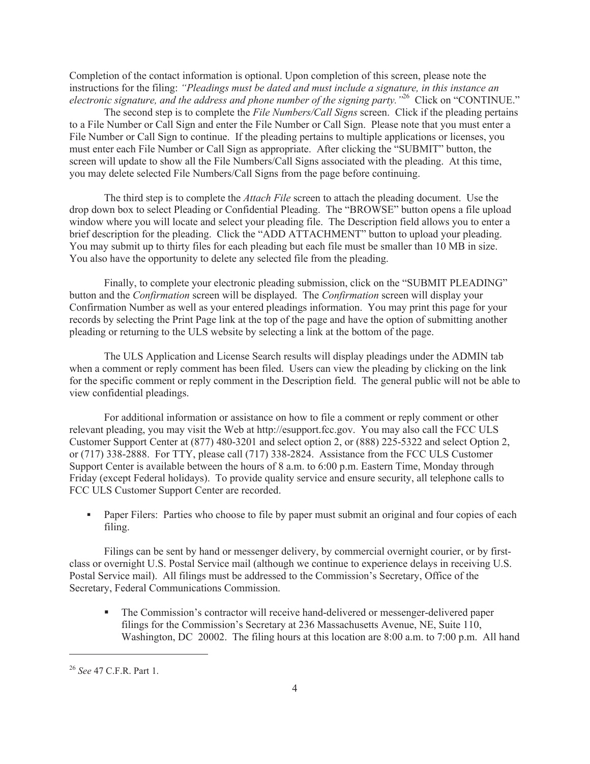Completion of the contact information is optional. Upon completion of this screen, please note the instructions for the filing: *"Pleadings must be dated and must include a signature, in this instance an electronic signature, and the address and phone number of the signing party."*[26] Click on "CONTINUE."

The second step is to complete the *File Numbers/Call Signs* screen. Click if the pleading pertains to a File Number or Call Sign and enter the File Number or Call Sign. Please note that you must enter a File Number or Call Sign to continue. If the pleading pertains to multiple applications or licenses, you must enter each File Number or Call Sign as appropriate. After clicking the "SUBMIT" button, the screen will update to show all the File Numbers/Call Signs associated with the pleading. At this time, you may delete selected File Numbers/Call Signs from the page before continuing.

The third step is to complete the *Attach File* screen to attach the pleading document. Use the drop down box to select Pleading or Confidential Pleading. The "BROWSE" button opens a file upload window where you will locate and select your pleading file. The Description field allows you to enter a brief description for the pleading. Click the "ADD ATTACHMENT" button to upload your pleading. You may submit up to thirty files for each pleading but each file must be smaller than 10 MB in size. You also have the opportunity to delete any selected file from the pleading.

Finally, to complete your electronic pleading submission, click on the "SUBMIT PLEADING" button and the *Confirmation* screen will be displayed. The *Confirmation* screen will display your Confirmation Number as well as your entered pleadings information. You may print this page for your records by selecting the Print Page link at the top of the page and have the option of submitting another pleading or returning to the ULS website by selecting a link at the bottom of the page.

The ULS Application and License Search results will display pleadings under the ADMIN tab when a comment or reply comment has been filed. Users can view the pleading by clicking on the link for the specific comment or reply comment in the Description field. The general public will not be able to view confidential pleadings.

For additional information or assistance on how to file a comment or reply comment or other relevant pleading, you may visit the Web at http://esupport.fcc.gov. You may also call the FCC ULS Customer Support Center at (877) 480-3201 and select option 2, or (888) 225-5322 and select Option 2, or (717) 338-2888. For TTY, please call (717) 338-2824. Assistance from the FCC ULS Customer Support Center is available between the hours of 8 a.m. to 6:00 p.m. Eastern Time, Monday through Friday (except Federal holidays). To provide quality service and ensure security, all telephone calls to FCC ULS Customer Support Center are recorded.

- Paper Filers: Parties who choose to file by paper must submit an original and four copies of each filing.

Filings can be sent by hand or messenger delivery, by commercial overnight courier, or by first-class or overnight U.S. Postal Service mail (although we continue to experience delays in receiving U.S. Postal Service mail). All filings must be addressed to the Commission's Secretary, Office of the Secretary, Federal Communications Commission.

- The Commission's contractor will receive hand-delivered or messenger-delivered paper filings for the Commission's Secretary at 236 Massachusetts Avenue, NE, Suite 110, Washington, DC 20002. The filing hours at this location are 8:00 a.m. to 7:00 p.m. All hand

---

[26] *See* 47 C.F.R. Part 1.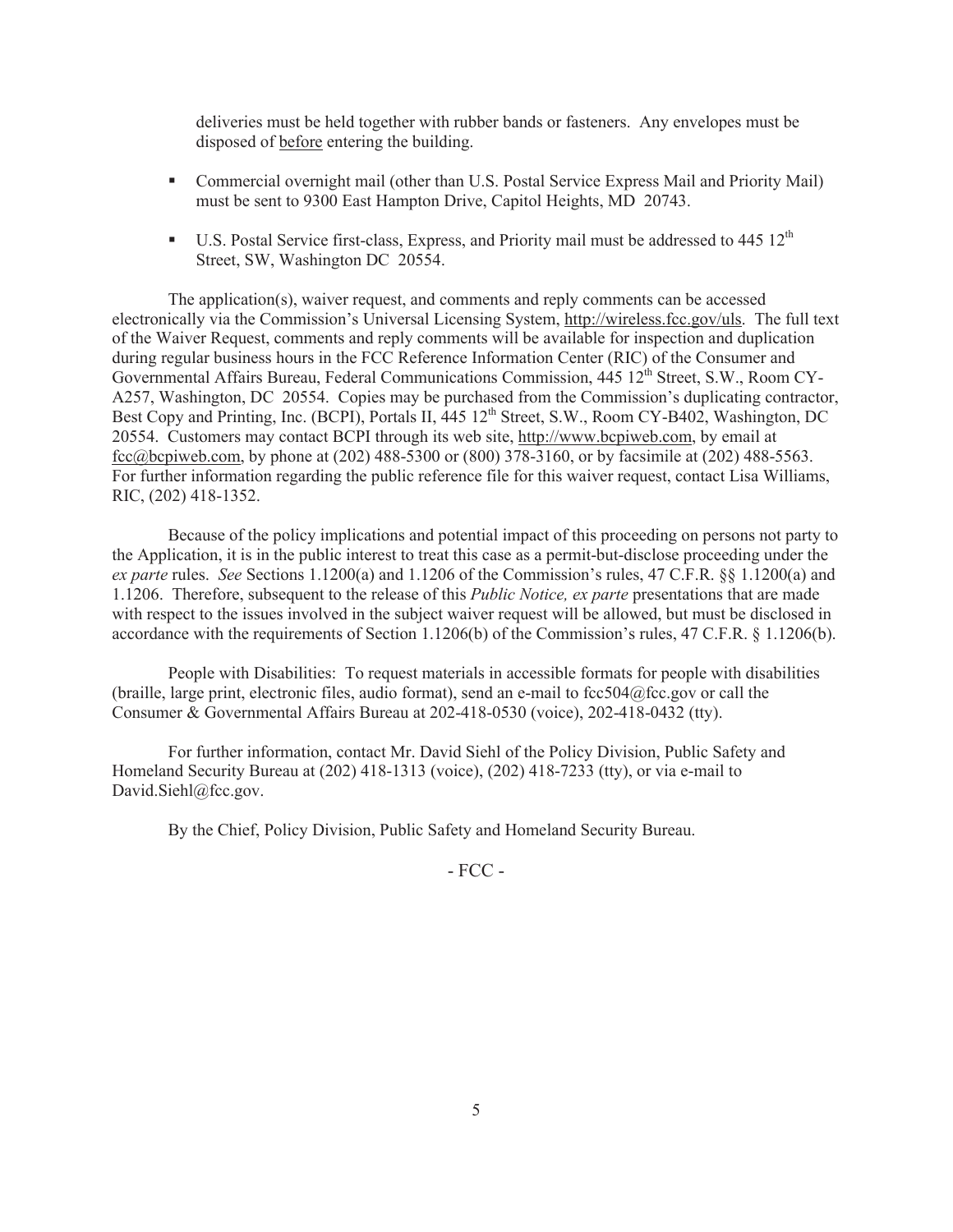deliveries must be held together with rubber bands or fasteners. Any envelopes must be disposed of before entering the building.

- Commercial overnight mail (other than U.S. Postal Service Express Mail and Priority Mail) must be sent to 9300 East Hampton Drive, Capitol Heights, MD 20743.
- U.S. Postal Service first-class, Express, and Priority mail must be addressed to 445 12th Street, SW, Washington DC 20554.

The application(s), waiver request, and comments and reply comments can be accessed electronically via the Commission's Universal Licensing System, http://wireless.fcc.gov/uls. The full text of the Waiver Request, comments and reply comments will be available for inspection and duplication during regular business hours in the FCC Reference Information Center (RIC) of the Consumer and Governmental Affairs Bureau, Federal Communications Commission, 445 12th Street, S.W., Room CY-A257, Washington, DC 20554. Copies may be purchased from the Commission's duplicating contractor, Best Copy and Printing, Inc. (BCPI), Portals II, 445 12th Street, S.W., Room CY-B402, Washington, DC 20554. Customers may contact BCPI through its web site, http://www.bcpiweb.com, by email at fcc@bcpiweb.com, by phone at (202) 488-5300 or (800) 378-3160, or by facsimile at (202) 488-5563. For further information regarding the public reference file for this waiver request, contact Lisa Williams, RIC, (202) 418-1352.

Because of the policy implications and potential impact of this proceeding on persons not party to the Application, it is in the public interest to treat this case as a permit-but-disclose proceeding under the *ex parte* rules. *See* Sections 1.1200(a) and 1.1206 of the Commission's rules, 47 C.F.R. §§ 1.1200(a) and 1.1206. Therefore, subsequent to the release of this *Public Notice, ex parte* presentations that are made with respect to the issues involved in the subject waiver request will be allowed, but must be disclosed in accordance with the requirements of Section 1.1206(b) of the Commission's rules, 47 C.F.R. § 1.1206(b).

People with Disabilities: To request materials in accessible formats for people with disabilities (braille, large print, electronic files, audio format), send an e-mail to fcc504@fcc.gov or call the Consumer & Governmental Affairs Bureau at 202-418-0530 (voice), 202-418-0432 (tty).

For further information, contact Mr. David Siehl of the Policy Division, Public Safety and Homeland Security Bureau at (202) 418-1313 (voice), (202) 418-7233 (tty), or via e-mail to David.Siehl@fcc.gov.

By the Chief, Policy Division, Public Safety and Homeland Security Bureau.

\- FCC -